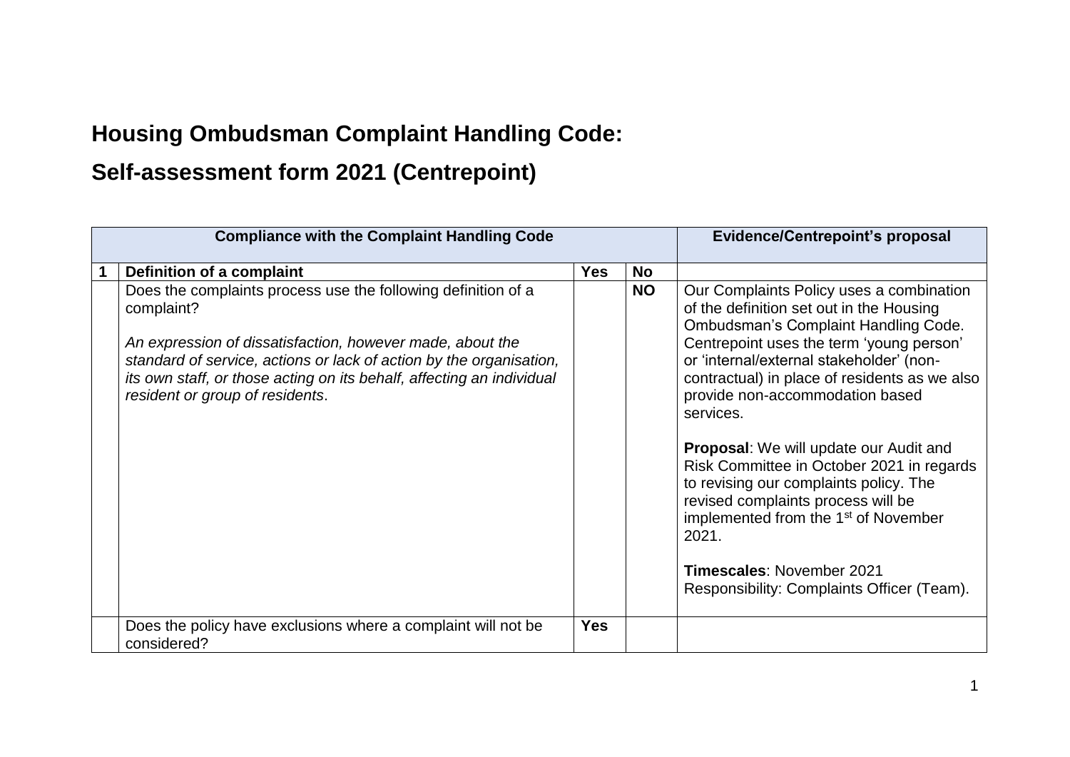# Housing Ombudsman Complaint Handling Code:

# Self-assessment form 2021 (Centrepoint)

| Compliance with the Complaint Handling Code | | | | Evidence/Centrepoint's proposal |
|---|---|---|---|---|
| **1** | **Definition of a complaint** | **Yes** | **No** | |
| | Does the complaints process use the following definition of a complaint?<br><br>*An expression of dissatisfaction, however made, about the standard of service, actions or lack of action by the organisation, its own staff, or those acting on its behalf, affecting an individual resident or group of residents*. | | **NO** | Our Complaints Policy uses a combination of the definition set out in the Housing Ombudsman's Complaint Handling Code. Centrepoint uses the term 'young person' or 'internal/external stakeholder' (non-contractual) in place of residents as we also provide non-accommodation based services.<br><br>**Proposal**: We will update our Audit and Risk Committee in October 2021 in regards to revising our complaints policy. The revised complaints process will be implemented from the 1st of November 2021.<br><br>**Timescales**: November 2021<br>Responsibility: Complaints Officer (Team). |
| | Does the policy have exclusions where a complaint will not be considered? | **Yes** | | |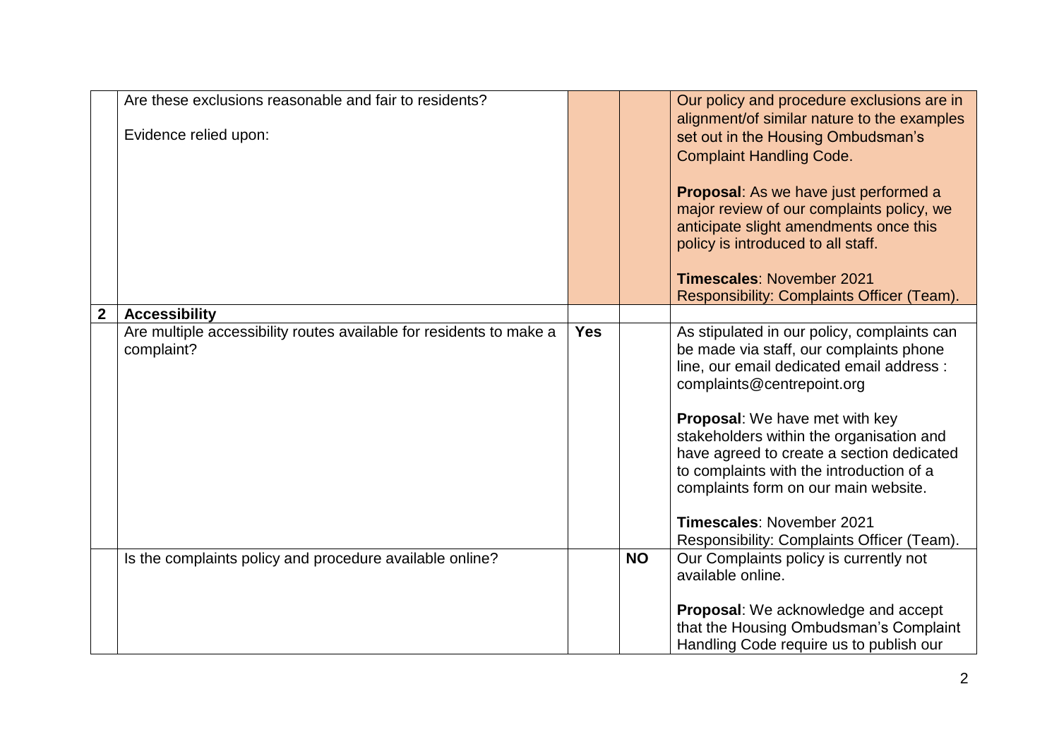| | | | | |
|---|---|---|---|---|
| | Are these exclusions reasonable and fair to residents?<br><br>Evidence relied upon: | | | Our policy and procedure exclusions are in alignment/of similar nature to the examples set out in the Housing Ombudsman's Complaint Handling Code.<br><br>**Proposal**: As we have just performed a major review of our complaints policy, we anticipate slight amendments once this policy is introduced to all staff.<br><br>**Timescales**: November 2021<br>Responsibility: Complaints Officer (Team). |
| **2** | **Accessibility** | | | |
| | Are multiple accessibility routes available for residents to make a complaint? | **Yes** | | As stipulated in our policy, complaints can be made via staff, our complaints phone line, our email dedicated email address : complaints@centrepoint.org<br><br>**Proposal**: We have met with key stakeholders within the organisation and have agreed to create a section dedicated to complaints with the introduction of a complaints form on our main website.<br><br>**Timescales**: November 2021<br>Responsibility: Complaints Officer (Team). |
| | Is the complaints policy and procedure available online? | | **NO** | Our Complaints policy is currently not available online.<br><br>**Proposal**: We acknowledge and accept that the Housing Ombudsman's Complaint Handling Code require us to publish our |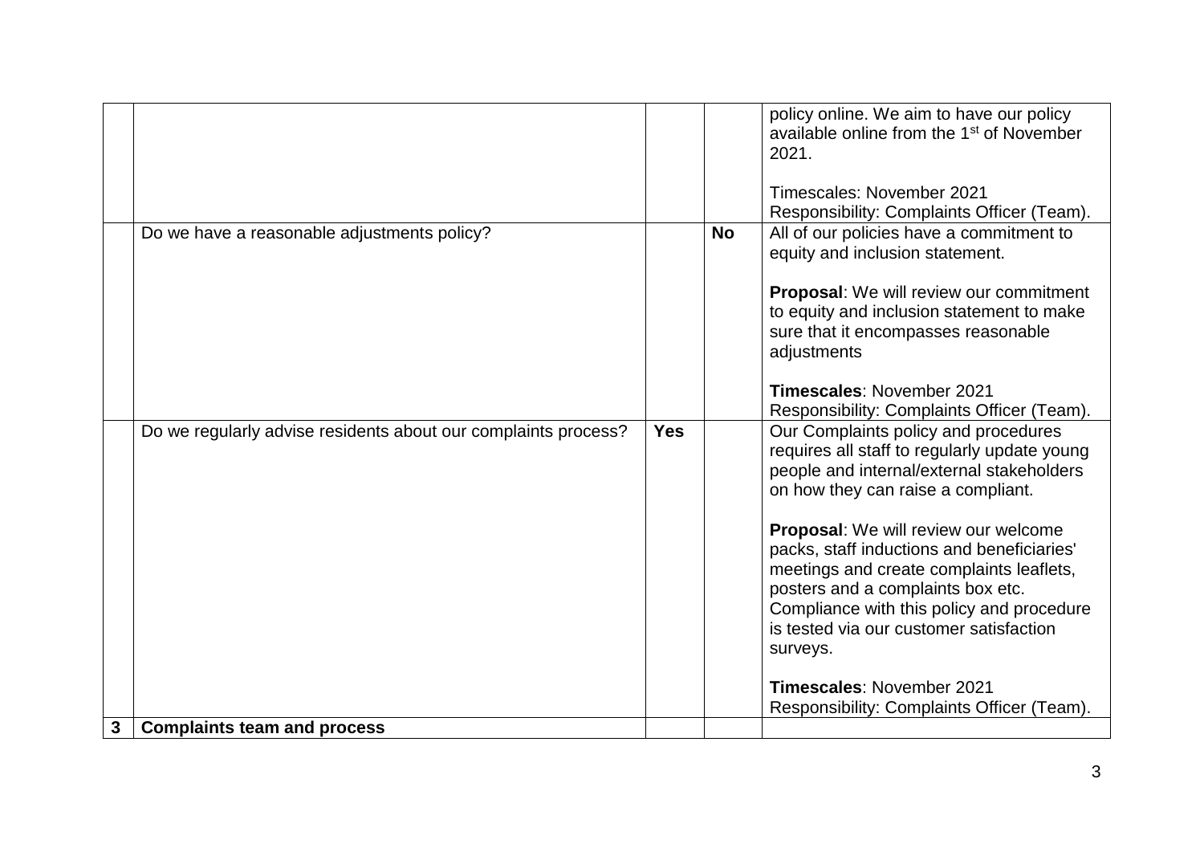| | | | | |
|---|---|---|---|---|
| | | | | policy online. We aim to have our policy available online from the 1st of November 2021.<br><br>Timescales: November 2021<br>Responsibility: Complaints Officer (Team). |
| | Do we have a reasonable adjustments policy? | | **No** | All of our policies have a commitment to equity and inclusion statement.<br><br>**Proposal**: We will review our commitment to equity and inclusion statement to make sure that it encompasses reasonable adjustments<br><br>**Timescales**: November 2021<br>Responsibility: Complaints Officer (Team). |
| | Do we regularly advise residents about our complaints process? | **Yes** | | Our Complaints policy and procedures requires all staff to regularly update young people and internal/external stakeholders on how they can raise a compliant.<br><br>**Proposal**: We will review our welcome packs, staff inductions and beneficiaries' meetings and create complaints leaflets, posters and a complaints box etc. Compliance with this policy and procedure is tested via our customer satisfaction surveys.<br><br>**Timescales**: November 2021<br>Responsibility: Complaints Officer (Team). |
| **3** | **Complaints team and process** | | | |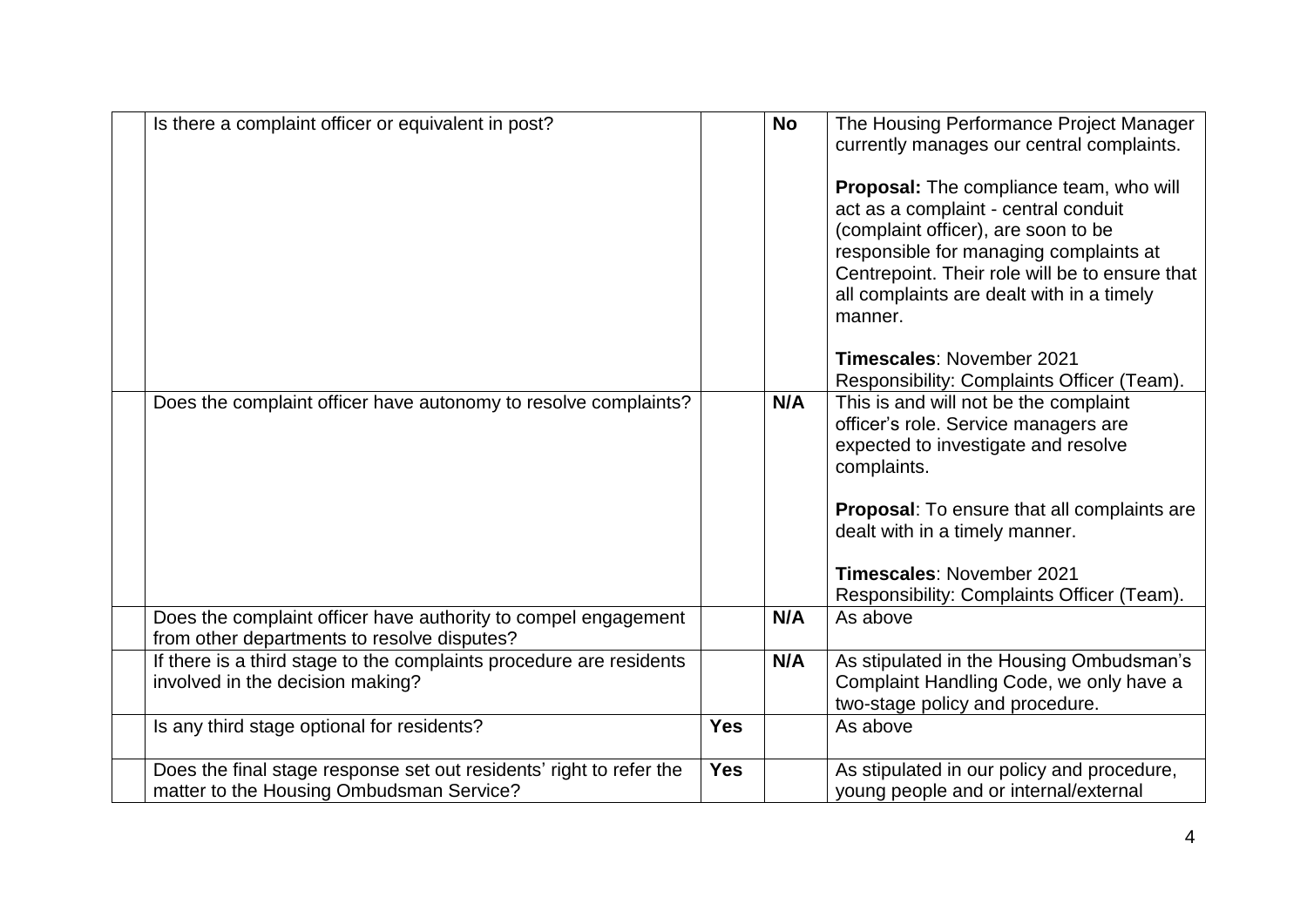|  | Is there a complaint officer or equivalent in post? |  | **No** | The Housing Performance Project Manager currently manages our central complaints.<br><br>**Proposal:** The compliance team, who will act as a complaint - central conduit (complaint officer), are soon to be responsible for managing complaints at Centrepoint. Their role will be to ensure that all complaints are dealt with in a timely manner.<br><br>**Timescales**: November 2021<br>Responsibility: Complaints Officer (Team). |
|---|---|---|---|---|
|  | Does the complaint officer have autonomy to resolve complaints? |  | **N/A** | This is and will not be the complaint officer's role. Service managers are expected to investigate and resolve complaints.<br><br>**Proposal**: To ensure that all complaints are dealt with in a timely manner.<br><br>**Timescales**: November 2021<br>Responsibility: Complaints Officer (Team). |
|  | Does the complaint officer have authority to compel engagement from other departments to resolve disputes? |  | **N/A** | As above |
|  | If there is a third stage to the complaints procedure are residents involved in the decision making? |  | **N/A** | As stipulated in the Housing Ombudsman's Complaint Handling Code, we only have a two-stage policy and procedure. |
|  | Is any third stage optional for residents? | **Yes** |  | As above |
|  | Does the final stage response set out residents' right to refer the matter to the Housing Ombudsman Service? | **Yes** |  | As stipulated in our policy and procedure, young people and or internal/external |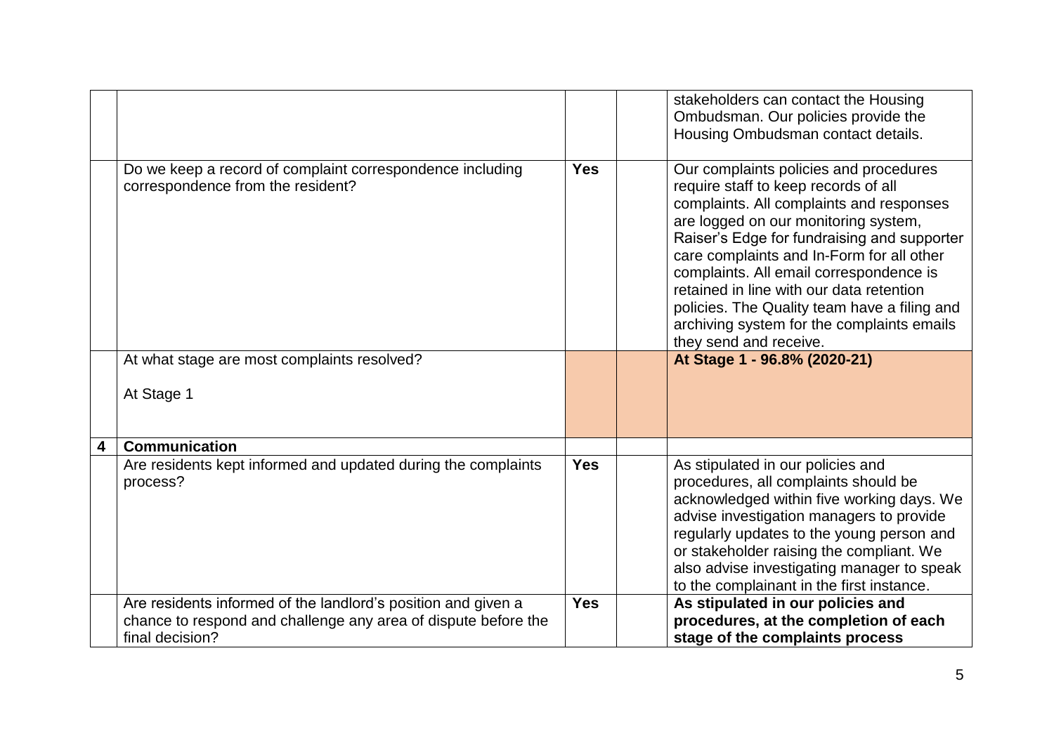| | | | | |
|---|---|---|---|---|
| | | | | stakeholders can contact the Housing Ombudsman. Our policies provide the Housing Ombudsman contact details. |
| | Do we keep a record of complaint correspondence including correspondence from the resident? | **Yes** | | Our complaints policies and procedures require staff to keep records of all complaints. All complaints and responses are logged on our monitoring system, Raiser's Edge for fundraising and supporter care complaints and In-Form for all other complaints. All email correspondence is retained in line with our data retention policies. The Quality team have a filing and archiving system for the complaints emails they send and receive. |
| | At what stage are most complaints resolved?<br><br>At Stage 1 | | | **At Stage 1 - 96.8% (2020-21)** |
| **4** | **Communication** | | | |
| | Are residents kept informed and updated during the complaints process? | **Yes** | | As stipulated in our policies and procedures, all complaints should be acknowledged within five working days. We advise investigation managers to provide regularly updates to the young person and or stakeholder raising the compliant. We also advise investigating manager to speak to the complainant in the first instance. |
| | Are residents informed of the landlord's position and given a chance to respond and challenge any area of dispute before the final decision? | **Yes** | | **As stipulated in our policies and procedures, at the completion of each stage of the complaints process** |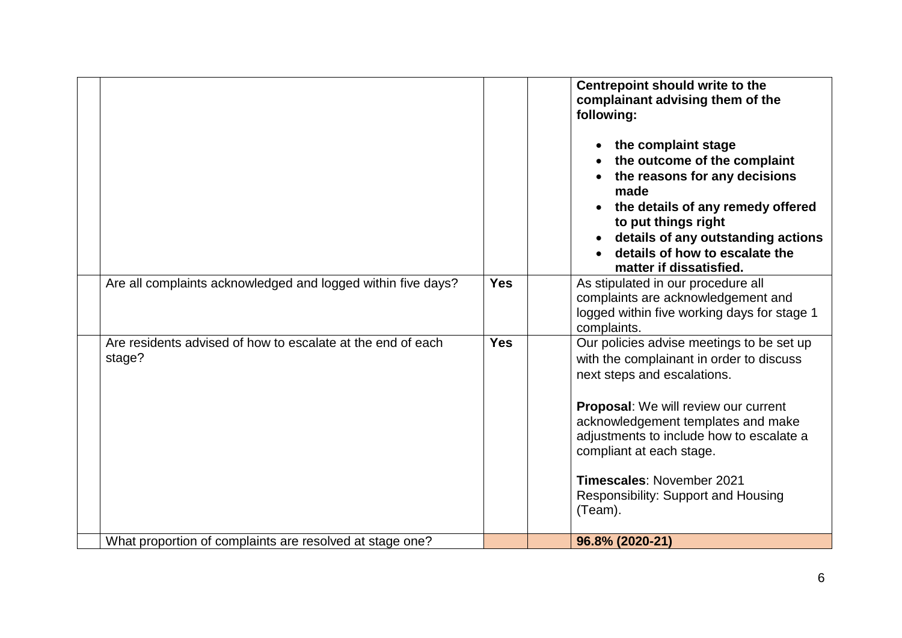| | | | | |
|---|---|---|---|---|
| | | | | **Centrepoint should write to the complainant advising them of the following:**<br><br>• **the complaint stage**<br>• **the outcome of the complaint**<br>• **the reasons for any decisions made**<br>• **the details of any remedy offered to put things right**<br>• **details of any outstanding actions**<br>• **details of how to escalate the matter if dissatisfied.** |
| | Are all complaints acknowledged and logged within five days? | **Yes** | | As stipulated in our procedure all complaints are acknowledgement and logged within five working days for stage 1 complaints. |
| | Are residents advised of how to escalate at the end of each stage? | **Yes** | | Our policies advise meetings to be set up with the complainant in order to discuss next steps and escalations.<br><br>**Proposal**: We will review our current acknowledgement templates and make adjustments to include how to escalate a compliant at each stage.<br><br>**Timescales**: November 2021<br>Responsibility: Support and Housing (Team). |
| | What proportion of complaints are resolved at stage one? | | | **96.8% (2020-21)** |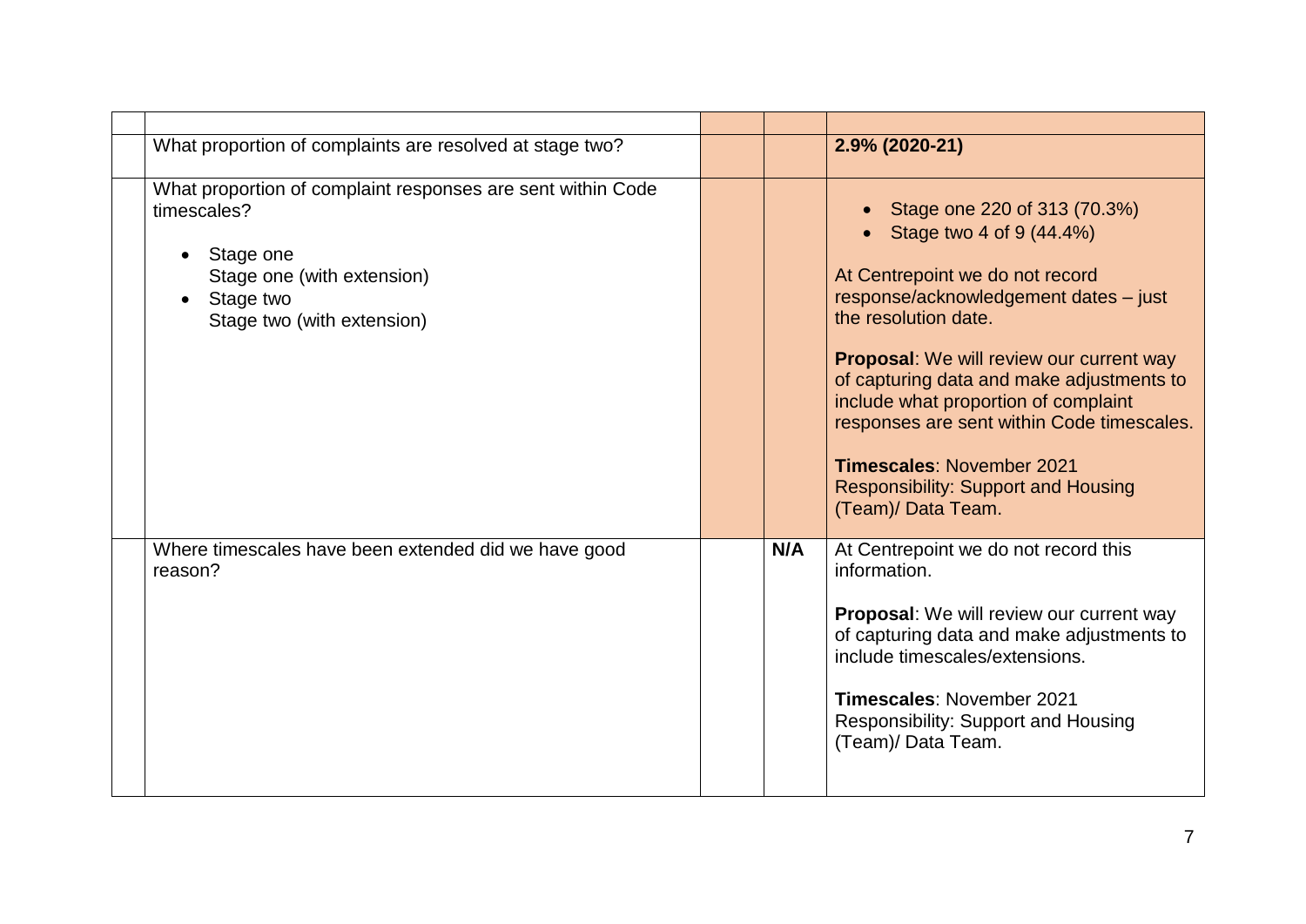| | | | | |
|---|---|---|---|---|
| | What proportion of complaints are resolved at stage two? | | | **2.9% (2020-21)** |
| | What proportion of complaint responses are sent within Code timescales?<br>• Stage one<br>Stage one (with extension)<br>• Stage two<br>Stage two (with extension) | | | • Stage one 220 of 313 (70.3%)<br>• Stage two 4 of 9 (44.4%)<br><br>At Centrepoint we do not record response/acknowledgement dates – just the resolution date.<br><br>**Proposal**: We will review our current way of capturing data and make adjustments to include what proportion of complaint responses are sent within Code timescales.<br><br>**Timescales**: November 2021<br>Responsibility: Support and Housing (Team)/ Data Team. |
| | Where timescales have been extended did we have good reason? | | **N/A** | At Centrepoint we do not record this information.<br><br>**Proposal**: We will review our current way of capturing data and make adjustments to include timescales/extensions.<br><br>**Timescales**: November 2021<br>Responsibility: Support and Housing (Team)/ Data Team. |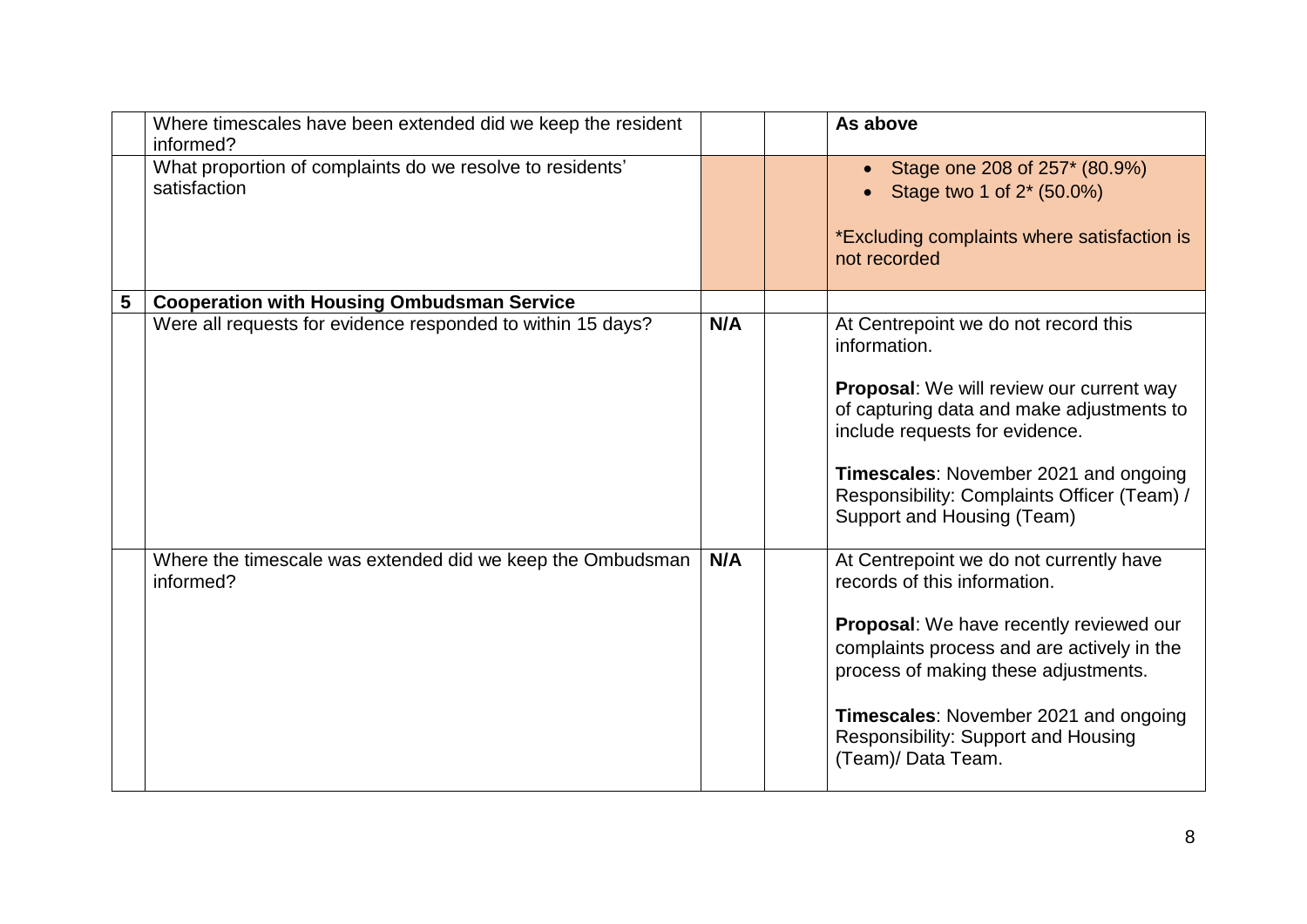| | | | | |
|---|---|---|---|---|
| | Where timescales have been extended did we keep the resident informed? | | | **As above** |
| | What proportion of complaints do we resolve to residents' satisfaction | | | • Stage one 208 of 257* (80.9%)<br>• Stage two 1 of 2* (50.0%)<br><br>*Excluding complaints where satisfaction is not recorded |
| **5** | **Cooperation with Housing Ombudsman Service** | | | |
| | Were all requests for evidence responded to within 15 days? | **N/A** | | At Centrepoint we do not record this information.<br><br>**Proposal**: We will review our current way of capturing data and make adjustments to include requests for evidence.<br><br>**Timescales**: November 2021 and ongoing Responsibility: Complaints Officer (Team) / Support and Housing (Team) |
| | Where the timescale was extended did we keep the Ombudsman informed? | **N/A** | | At Centrepoint we do not currently have records of this information.<br><br>**Proposal**: We have recently reviewed our complaints process and are actively in the process of making these adjustments.<br><br>**Timescales**: November 2021 and ongoing Responsibility: Support and Housing (Team)/ Data Team. |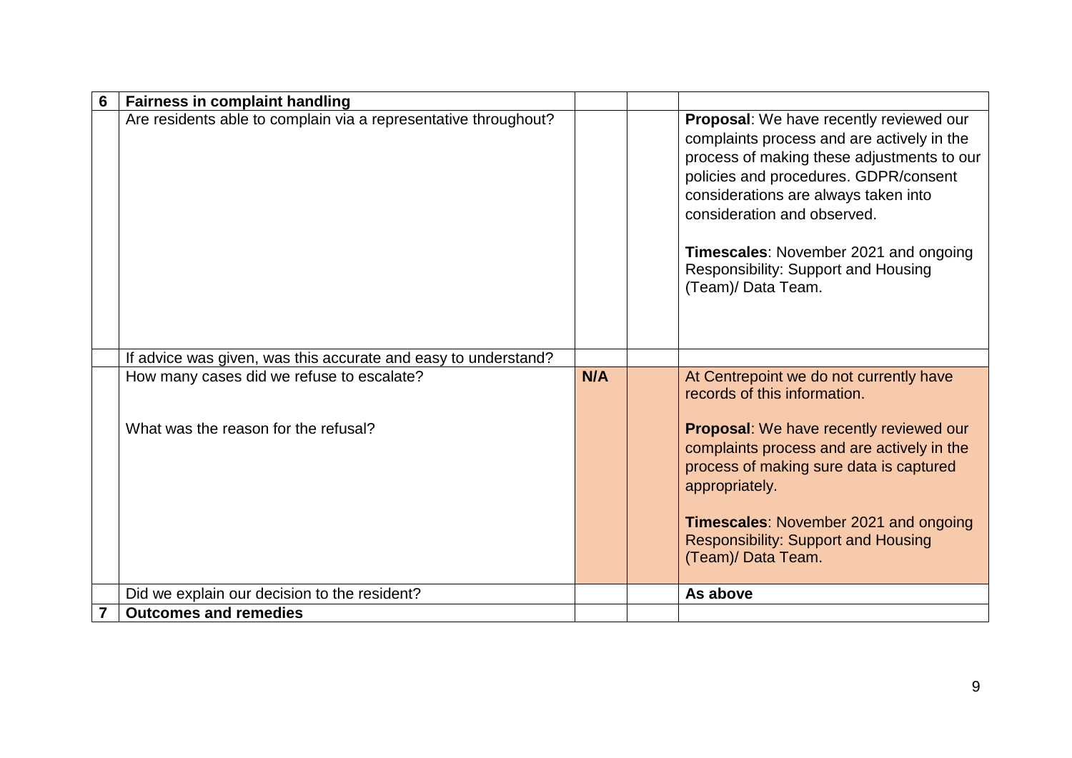| 6 | **Fairness in complaint handling** | | | |
|---|---|---|---|---|
| | Are residents able to complain via a representative throughout? | | | **Proposal**: We have recently reviewed our complaints process and are actively in the process of making these adjustments to our policies and procedures. GDPR/consent considerations are always taken into consideration and observed.<br><br>**Timescales**: November 2021 and ongoing Responsibility: Support and Housing (Team)/ Data Team. |
| | If advice was given, was this accurate and easy to understand? | | | |
| | How many cases did we refuse to escalate?<br><br>What was the reason for the refusal? | **N/A** | | At Centrepoint we do not currently have records of this information.<br><br>**Proposal**: We have recently reviewed our complaints process and are actively in the process of making sure data is captured appropriately.<br><br>**Timescales**: November 2021 and ongoing Responsibility: Support and Housing (Team)/ Data Team. |
| | Did we explain our decision to the resident? | | | **As above** |
| 7 | **Outcomes and remedies** | | | |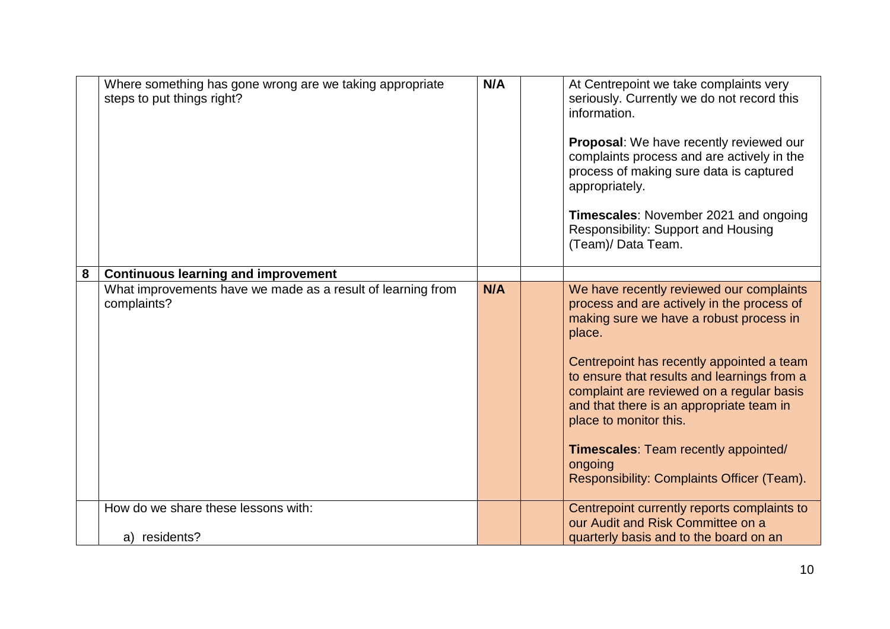| | | | | |
|---|---|---|---|---|
| | Where something has gone wrong are we taking appropriate steps to put things right? | **N/A** | | At Centrepoint we take complaints very seriously. Currently we do not record this information.<br><br>**Proposal**: We have recently reviewed our complaints process and are actively in the process of making sure data is captured appropriately.<br><br>**Timescales**: November 2021 and ongoing<br>Responsibility: Support and Housing (Team)/ Data Team. |
| **8** | **Continuous learning and improvement** | | | |
| | What improvements have we made as a result of learning from complaints? | **N/A** | | We have recently reviewed our complaints process and are actively in the process of making sure we have a robust process in place.<br><br>Centrepoint has recently appointed a team to ensure that results and learnings from a complaint are reviewed on a regular basis and that there is an appropriate team in place to monitor this.<br><br>**Timescales**: Team recently appointed/ ongoing<br>Responsibility: Complaints Officer (Team). |
| | How do we share these lessons with:<br><br>a) residents? | | | Centrepoint currently reports complaints to our Audit and Risk Committee on a quarterly basis and to the board on an |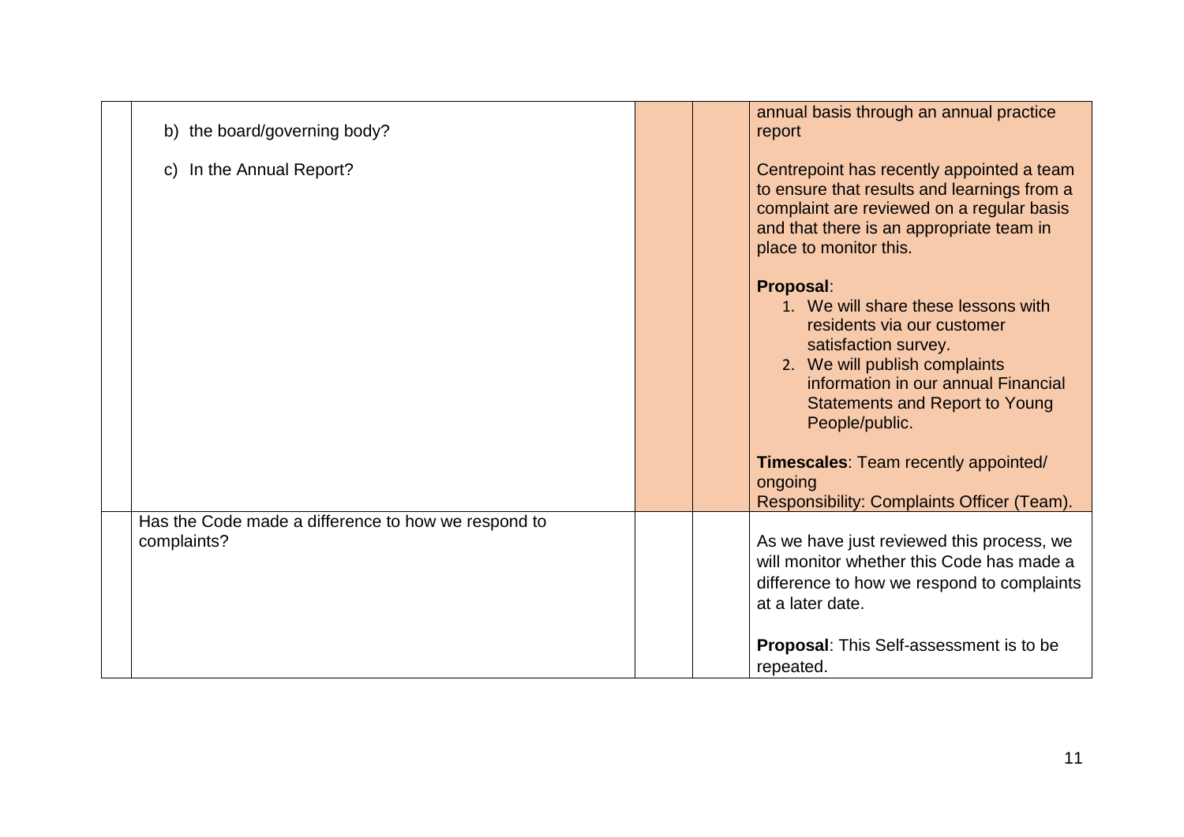|  |  |  |  |  |
|---|---|---|---|---|
|  | b) the board/governing body?<br><br>c) In the Annual Report? |  |  | annual basis through an annual practice report<br><br>Centrepoint has recently appointed a team to ensure that results and learnings from a complaint are reviewed on a regular basis and that there is an appropriate team in place to monitor this.<br><br>**Proposal**:<br>1. We will share these lessons with residents via our customer satisfaction survey.<br>2. We will publish complaints information in our annual Financial Statements and Report to Young People/public.<br><br>**Timescales**: Team recently appointed/ ongoing<br>Responsibility: Complaints Officer (Team). |
|  | Has the Code made a difference to how we respond to complaints? |  |  | As we have just reviewed this process, we will monitor whether this Code has made a difference to how we respond to complaints at a later date.<br><br>**Proposal**: This Self-assessment is to be repeated. |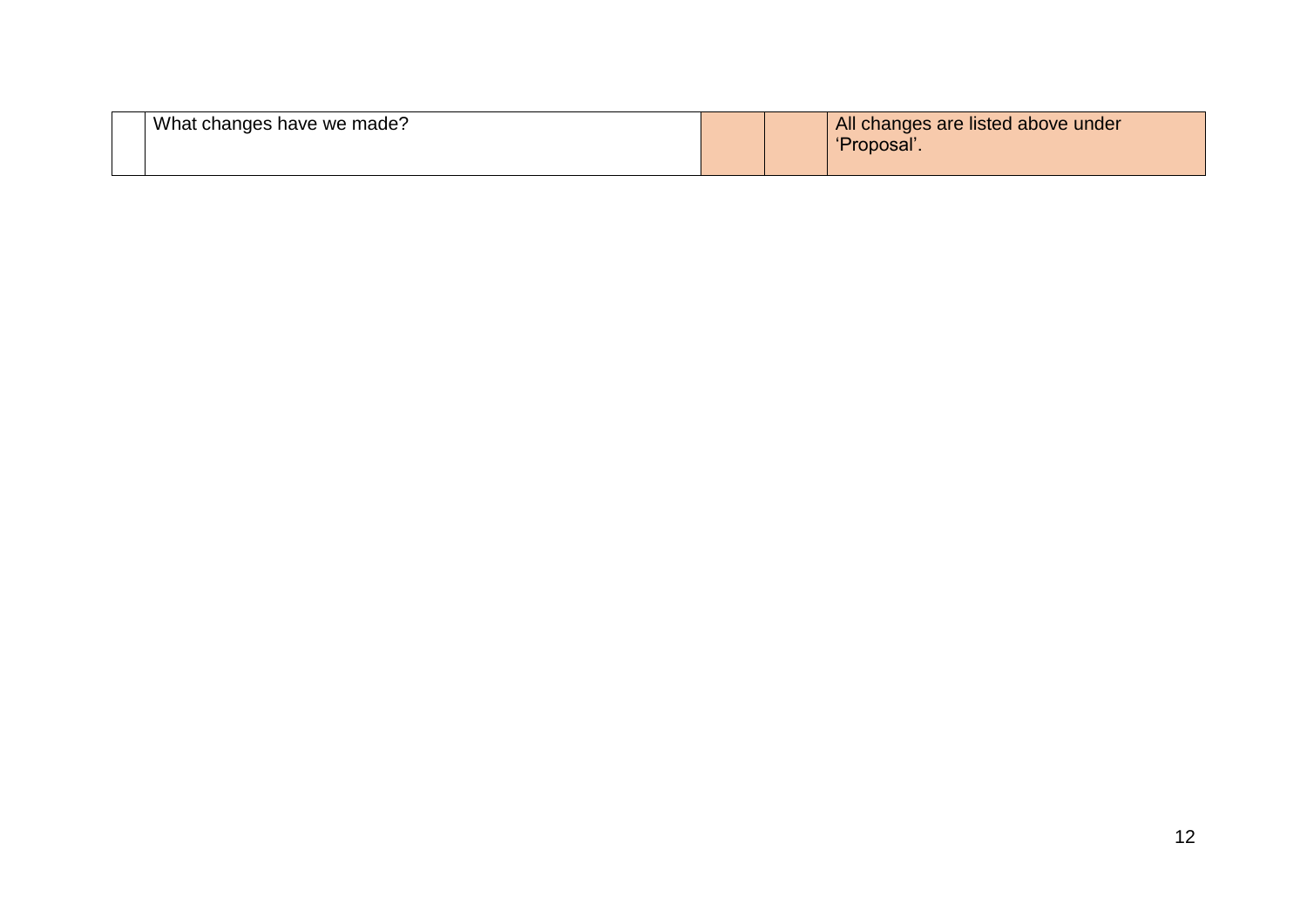| | | | | |
|---|---|---|---|---|
| | What changes have we made? | | | All changes are listed above under 'Proposal'. |